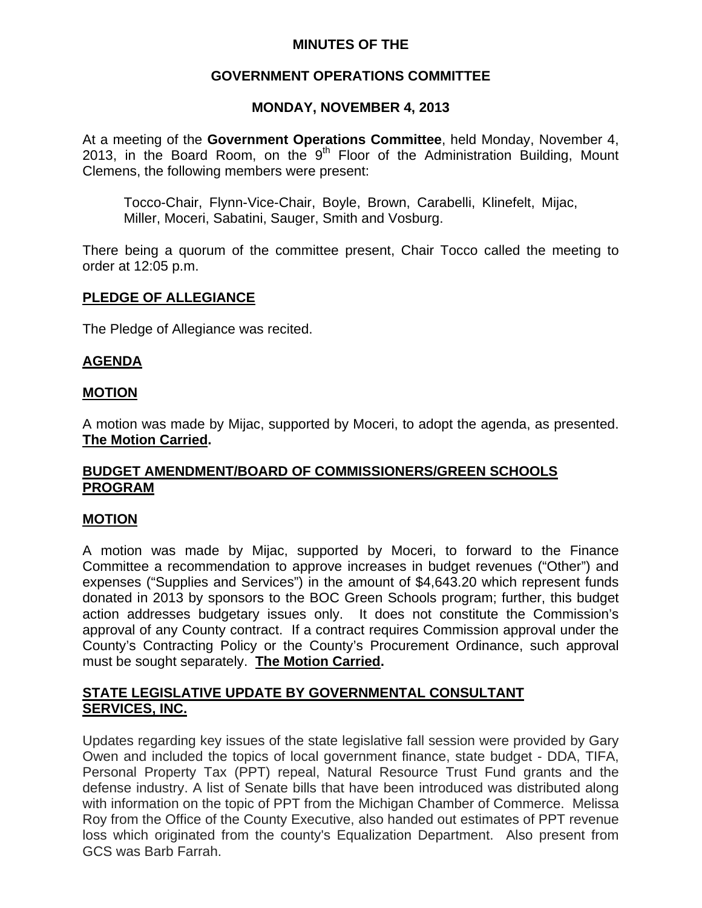# MINUTES OF THE

# GOVERNMENT OPERATIONS COMMITTEE

## MONDAY, NOVEMBER 4, 2013

At a meeting of the **Government Operations Committee**, held Monday, November 4, 2013, in the Board Room, on the 9th Floor of the Administration Building, Mount Clemens, the following members were present:

Tocco-Chair, Flynn-Vice-Chair, Boyle, Brown, Carabelli, Klinefelt, Mijac, Miller, Moceri, Sabatini, Sauger, Smith and Vosburg.

There being a quorum of the committee present, Chair Tocco called the meeting to order at 12:05 p.m.

### PLEDGE OF ALLEGIANCE

The Pledge of Allegiance was recited.

### AGENDA

### MOTION

A motion was made by Mijac, supported by Moceri, to adopt the agenda, as presented. **The Motion Carried.**

### BUDGET AMENDMENT/BOARD OF COMMISSIONERS/GREEN SCHOOLS PROGRAM

### MOTION

A motion was made by Mijac, supported by Moceri, to forward to the Finance Committee a recommendation to approve increases in budget revenues ("Other") and expenses ("Supplies and Services") in the amount of $4,643.20 which represent funds donated in 2013 by sponsors to the BOC Green Schools program; further, this budget action addresses budgetary issues only. It does not constitute the Commission's approval of any County contract. If a contract requires Commission approval under the County's Contracting Policy or the County's Procurement Ordinance, such approval must be sought separately. **The Motion Carried.**

### STATE LEGISLATIVE UPDATE BY GOVERNMENTAL CONSULTANT SERVICES, INC.

Updates regarding key issues of the state legislative fall session were provided by Gary Owen and included the topics of local government finance, state budget - DDA, TIFA, Personal Property Tax (PPT) repeal, Natural Resource Trust Fund grants and the defense industry. A list of Senate bills that have been introduced was distributed along with information on the topic of PPT from the Michigan Chamber of Commerce. Melissa Roy from the Office of the County Executive, also handed out estimates of PPT revenue loss which originated from the county's Equalization Department. Also present from GCS was Barb Farrah.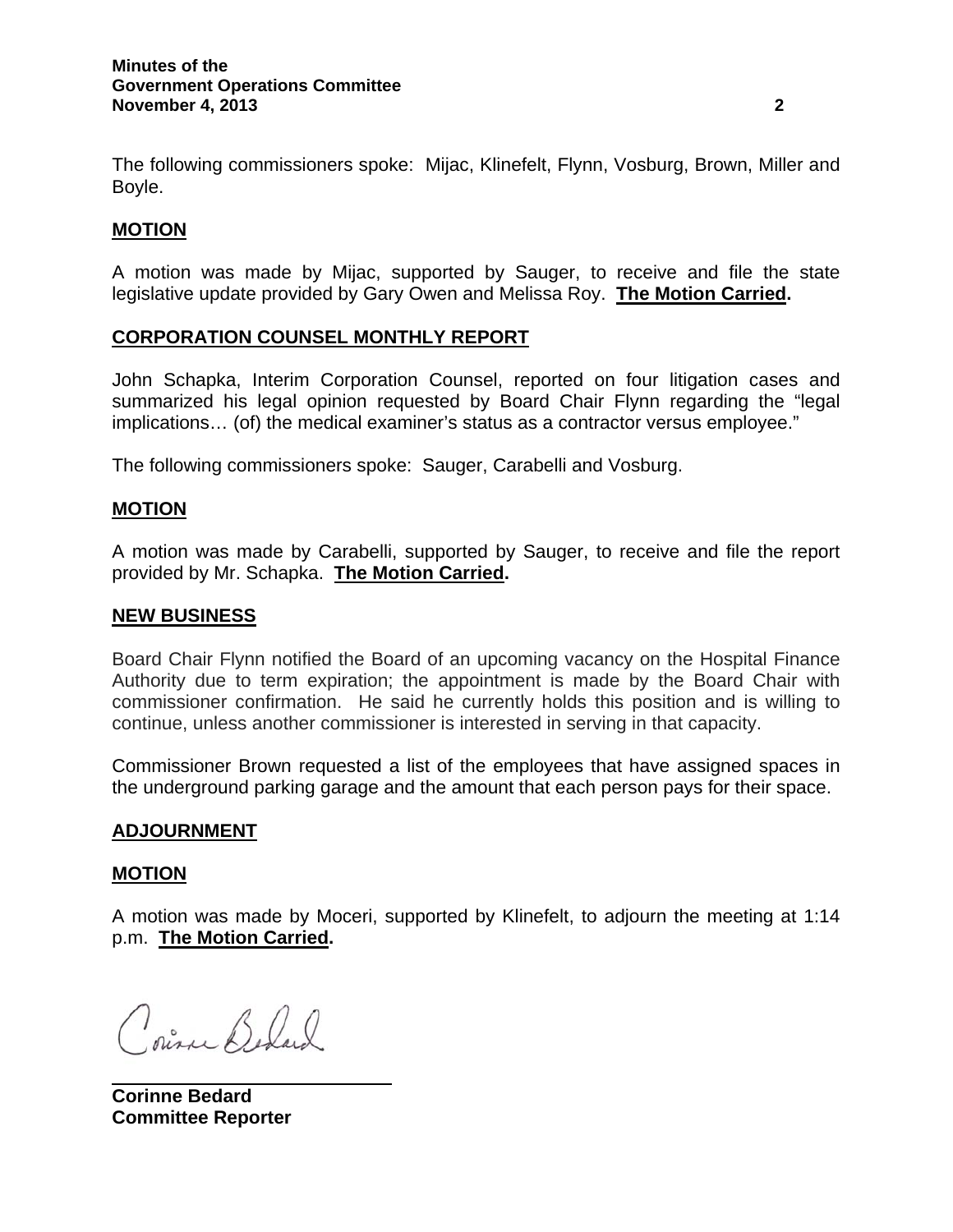The following commissioners spoke: Mijac, Klinefelt, Flynn, Vosburg, Brown, Miller and Boyle.

**MOTION**

A motion was made by Mijac, supported by Sauger, to receive and file the state legislative update provided by Gary Owen and Melissa Roy. **The Motion Carried.**

**CORPORATION COUNSEL MONTHLY REPORT**

John Schapka, Interim Corporation Counsel, reported on four litigation cases and summarized his legal opinion requested by Board Chair Flynn regarding the "legal implications… (of) the medical examiner's status as a contractor versus employee."

The following commissioners spoke: Sauger, Carabelli and Vosburg.

**MOTION**

A motion was made by Carabelli, supported by Sauger, to receive and file the report provided by Mr. Schapka. **The Motion Carried.**

**NEW BUSINESS**

Board Chair Flynn notified the Board of an upcoming vacancy on the Hospital Finance Authority due to term expiration; the appointment is made by the Board Chair with commissioner confirmation. He said he currently holds this position and is willing to continue, unless another commissioner is interested in serving in that capacity.

Commissioner Brown requested a list of the employees that have assigned spaces in the underground parking garage and the amount that each person pays for their space.

**ADJOURNMENT**

**MOTION**

A motion was made by Moceri, supported by Klinefelt, to adjourn the meeting at 1:14 p.m. **The Motion Carried.**

**Corinne Bedard**
**Committee Reporter**